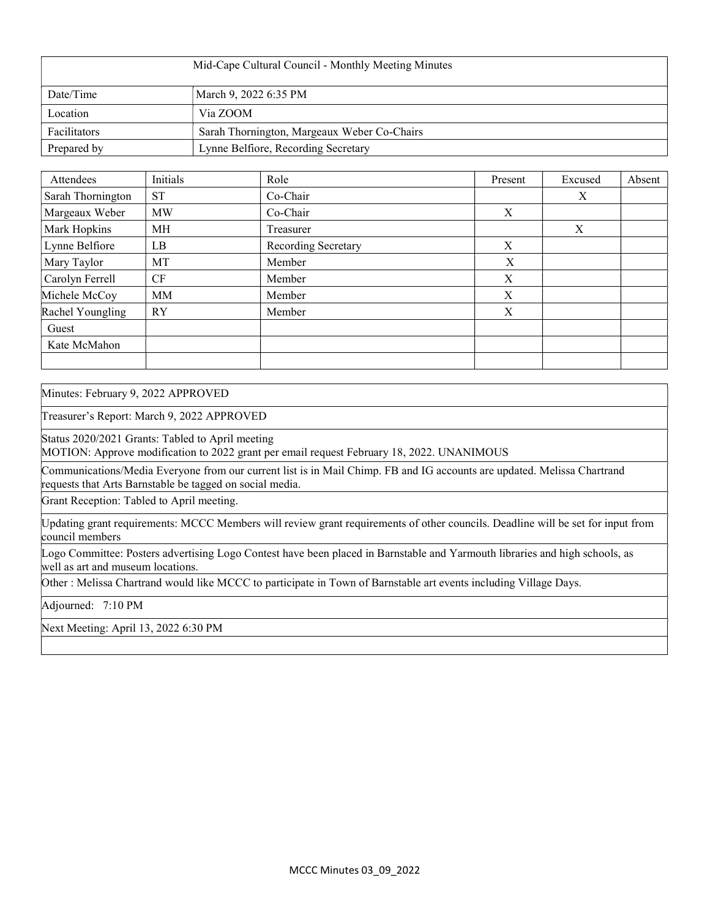| Mid-Cape Cultural Council - Monthly Meeting Minutes | |
|---|---|
| Date/Time | March 9, 2022 6:35 PM |
| Location | Via ZOOM |
| Facilitators | Sarah Thornington, Margeaux Weber Co-Chairs |
| Prepared by | Lynne Belfiore, Recording Secretary |

| Attendees | Initials | Role | Present | Excused | Absent |
|---|---|---|---|---|---|
| Sarah Thornington | ST | Co-Chair | | X | |
| Margeaux Weber | MW | Co-Chair | X | | |
| Mark Hopkins | MH | Treasurer | | X | |
| Lynne Belfiore | LB | Recording Secretary | X | | |
| Mary Taylor | MT | Member | X | | |
| Carolyn Ferrell | CF | Member | X | | |
| Michele McCoy | MM | Member | X | | |
| Rachel Youngling | RY | Member | X | | |
| Guest | | | | | |
| Kate McMahon | | | | | |
| | | | | | |

Minutes: February 9, 2022 APPROVED

Treasurer's Report: March 9, 2022 APPROVED

Status 2020/2021 Grants: Tabled to April meeting
MOTION: Approve modification to 2022 grant per email request February 18, 2022. UNANIMOUS

Communications/Media Everyone from our current list is in Mail Chimp. FB and IG accounts are updated. Melissa Chartrand requests that Arts Barnstable be tagged on social media.

Grant Reception: Tabled to April meeting.

Updating grant requirements: MCCC Members will review grant requirements of other councils. Deadline will be set for input from council members

Logo Committee: Posters advertising Logo Contest have been placed in Barnstable and Yarmouth libraries and high schools, as well as art and museum locations.

Other : Melissa Chartrand would like MCCC to participate in Town of Barnstable art events including Village Days.

Adjourned: 7:10 PM

Next Meeting: April 13, 2022 6:30 PM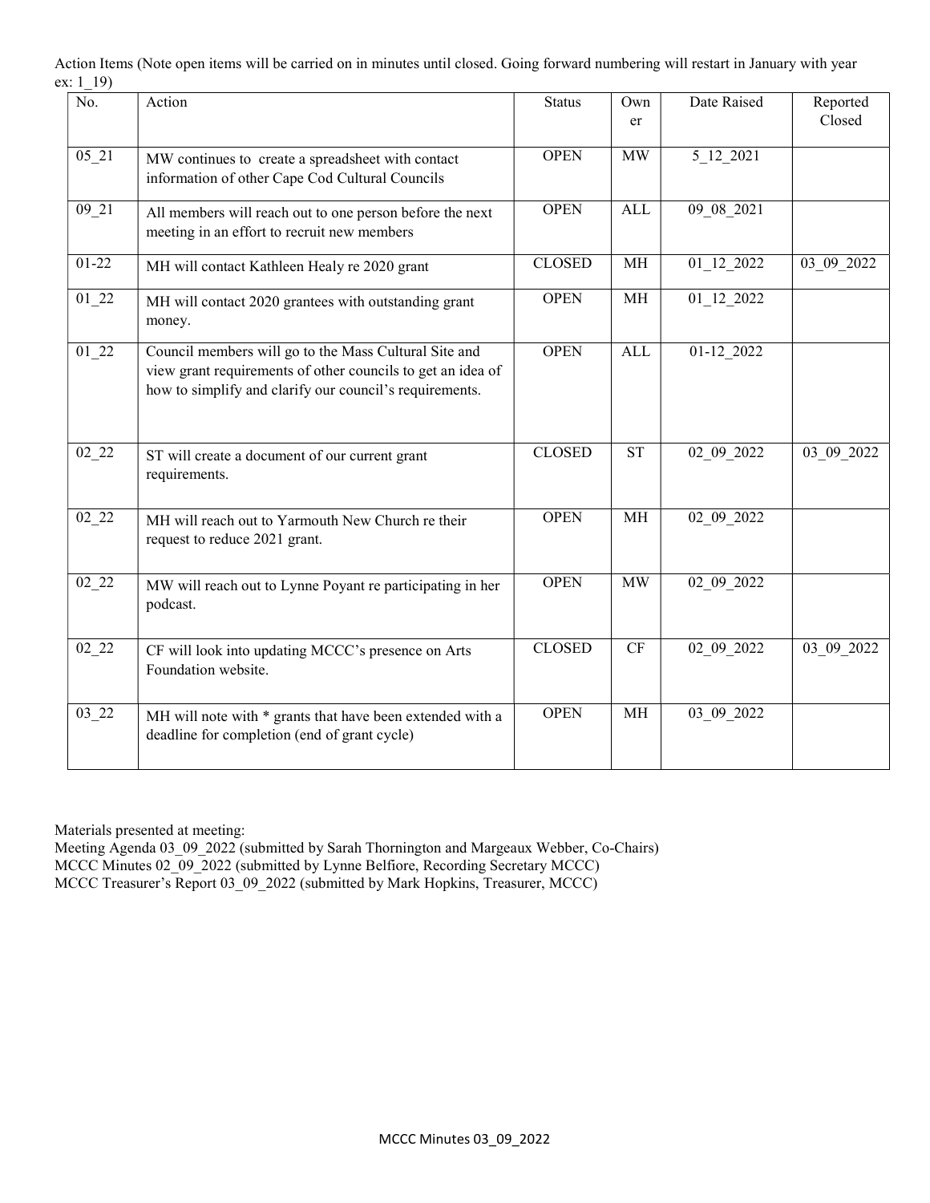Action Items (Note open items will be carried on in minutes until closed. Going forward numbering will restart in January with year ex: 1_19)

| No. | Action | Status | Owner | Date Raised | Reported Closed |
|---|---|---|---|---|---|
| 05_21 | MW continues to create a spreadsheet with contact information of other Cape Cod Cultural Councils | OPEN | MW | 5_12_2021 | |
| 09_21 | All members will reach out to one person before the next meeting in an effort to recruit new members | OPEN | ALL | 09_08_2021 | |
| 01-22 | MH will contact Kathleen Healy re 2020 grant | CLOSED | MH | 01_12_2022 | 03_09_2022 |
| 01_22 | MH will contact 2020 grantees with outstanding grant money. | OPEN | MH | 01_12_2022 | |
| 01_22 | Council members will go to the Mass Cultural Site and view grant requirements of other councils to get an idea of how to simplify and clarify our council's requirements. | OPEN | ALL | 01-12_2022 | |
| 02_22 | ST will create a document of our current grant requirements. | CLOSED | ST | 02_09_2022 | 03_09_2022 |
| 02_22 | MH will reach out to Yarmouth New Church re their request to reduce 2021 grant. | OPEN | MH | 02_09_2022 | |
| 02_22 | MW will reach out to Lynne Poyant re participating in her podcast. | OPEN | MW | 02_09_2022 | |
| 02_22 | CF will look into updating MCCC's presence on Arts Foundation website. | CLOSED | CF | 02_09_2022 | 03_09_2022 |
| 03_22 | MH will note with * grants that have been extended with a deadline for completion (end of grant cycle) | OPEN | MH | 03_09_2022 | |

Materials presented at meeting:
Meeting Agenda 03_09_2022 (submitted by Sarah Thornington and Margeaux Webber, Co-Chairs)
MCCC Minutes 02_09_2022 (submitted by Lynne Belfiore, Recording Secretary MCCC)
MCCC Treasurer's Report 03_09_2022 (submitted by Mark Hopkins, Treasurer, MCCC)